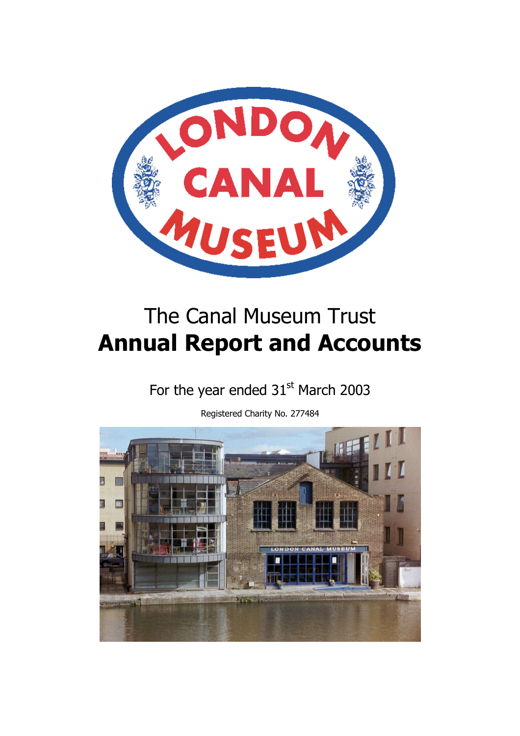# The Canal Museum Trust

# **Annual Report and Accounts**

For the year ended 31st March 2003

Registered Charity No. 277484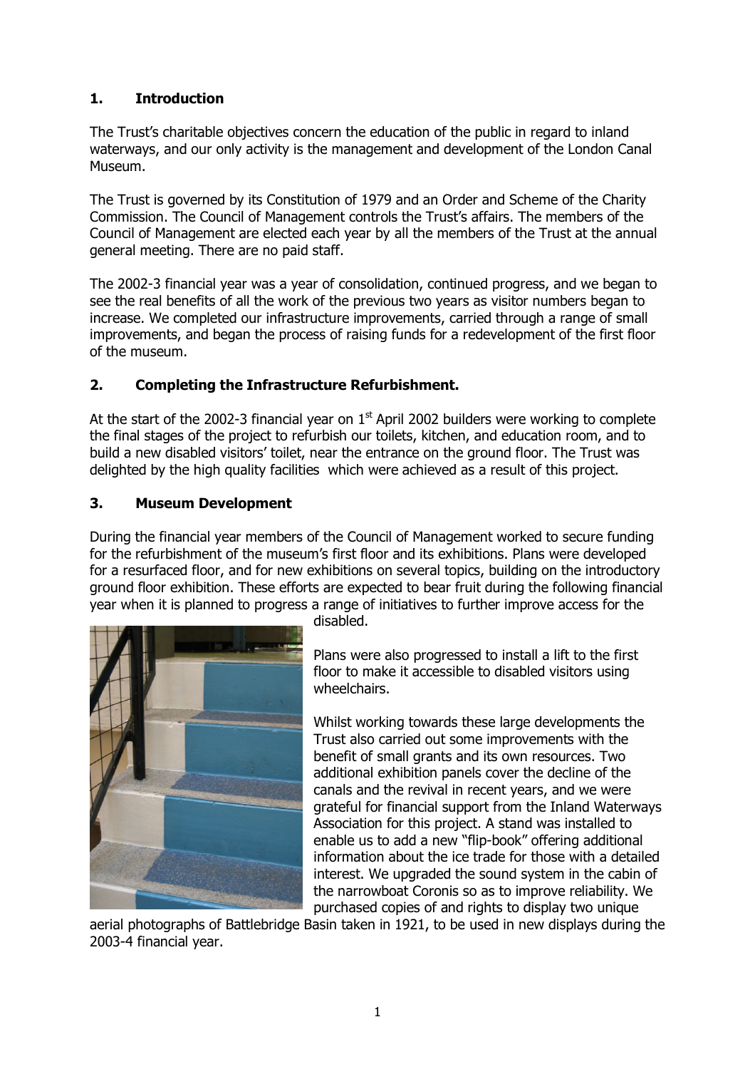## 1. Introduction

The Trust's charitable objectives concern the education of the public in regard to inland waterways, and our only activity is the management and development of the London Canal Museum.

The Trust is governed by its Constitution of 1979 and an Order and Scheme of the Charity Commission. The Council of Management controls the Trust's affairs. The members of the Council of Management are elected each year by all the members of the Trust at the annual general meeting. There are no paid staff.

The 2002-3 financial year was a year of consolidation, continued progress, and we began to see the real benefits of all the work of the previous two years as visitor numbers began to increase. We completed our infrastructure improvements, carried through a range of small improvements, and began the process of raising funds for a redevelopment of the first floor of the museum.

## 2. Completing the Infrastructure Refurbishment.

At the start of the 2002-3 financial year on 1st April 2002 builders were working to complete the final stages of the project to refurbish our toilets, kitchen, and education room, and to build a new disabled visitors' toilet, near the entrance on the ground floor. The Trust was delighted by the high quality facilities which were achieved as a result of this project.

## 3. Museum Development

During the financial year members of the Council of Management worked to secure funding for the refurbishment of the museum's first floor and its exhibitions. Plans were developed for a resurfaced floor, and for new exhibitions on several topics, building on the introductory ground floor exhibition. These efforts are expected to bear fruit during the following financial year when it is planned to progress a range of initiatives to further improve access for the disabled.

Plans were also progressed to install a lift to the first floor to make it accessible to disabled visitors using wheelchairs.

Whilst working towards these large developments the Trust also carried out some improvements with the benefit of small grants and its own resources. Two additional exhibition panels cover the decline of the canals and the revival in recent years, and we were grateful for financial support from the Inland Waterways Association for this project. A stand was installed to enable us to add a new "flip-book" offering additional information about the ice trade for those with a detailed interest. We upgraded the sound system in the cabin of the narrowboat Coronis so as to improve reliability. We purchased copies of and rights to display two unique aerial photographs of Battlebridge Basin taken in 1921, to be used in new displays during the 2003-4 financial year.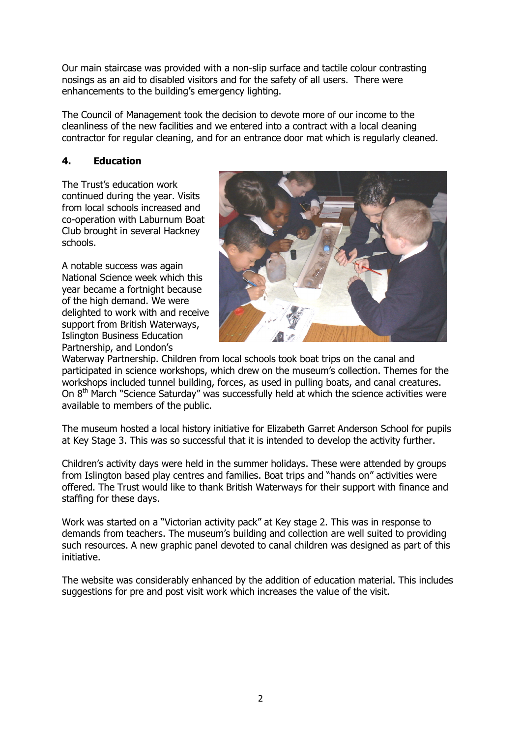Our main staircase was provided with a non-slip surface and tactile colour contrasting nosings as an aid to disabled visitors and for the safety of all users. There were enhancements to the building's emergency lighting.

The Council of Management took the decision to devote more of our income to the cleanliness of the new facilities and we entered into a contract with a local cleaning contractor for regular cleaning, and for an entrance door mat which is regularly cleaned.

## 4. Education

The Trust's education work continued during the year. Visits from local schools increased and co-operation with Laburnum Boat Club brought in several Hackney schools.

A notable success was again National Science week which this year became a fortnight because of the high demand. We were delighted to work with and receive support from British Waterways, Islington Business Education Partnership, and London's Waterway Partnership. Children from local schools took boat trips on the canal and participated in science workshops, which drew on the museum's collection. Themes for the workshops included tunnel building, forces, as used in pulling boats, and canal creatures. On 8th March "Science Saturday" was successfully held at which the science activities were available to members of the public.

The museum hosted a local history initiative for Elizabeth Garret Anderson School for pupils at Key Stage 3. This was so successful that it is intended to develop the activity further.

Children's activity days were held in the summer holidays. These were attended by groups from Islington based play centres and families. Boat trips and "hands on" activities were offered. The Trust would like to thank British Waterways for their support with finance and staffing for these days.

Work was started on a "Victorian activity pack" at Key stage 2. This was in response to demands from teachers. The museum's building and collection are well suited to providing such resources. A new graphic panel devoted to canal children was designed as part of this initiative.

The website was considerably enhanced by the addition of education material. This includes suggestions for pre and post visit work which increases the value of the visit.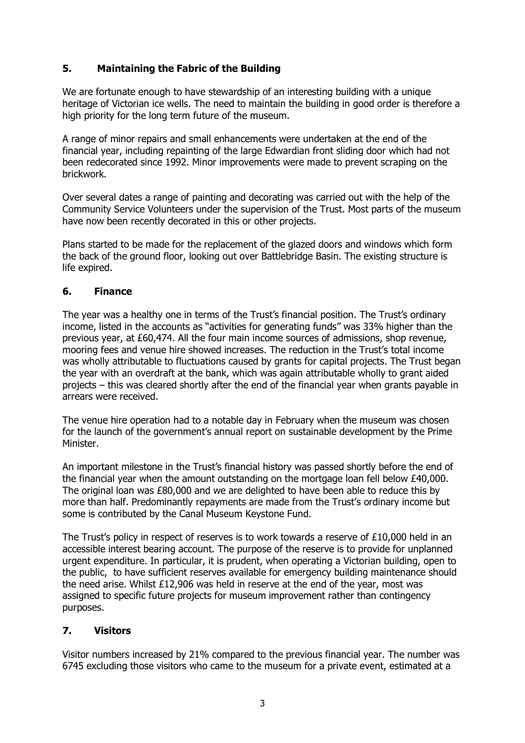## 5. Maintaining the Fabric of the Building

We are fortunate enough to have stewardship of an interesting building with a unique heritage of Victorian ice wells. The need to maintain the building in good order is therefore a high priority for the long term future of the museum.

A range of minor repairs and small enhancements were undertaken at the end of the financial year, including repainting of the large Edwardian front sliding door which had not been redecorated since 1992. Minor improvements were made to prevent scraping on the brickwork.

Over several dates a range of painting and decorating was carried out with the help of the Community Service Volunteers under the supervision of the Trust. Most parts of the museum have now been recently decorated in this or other projects.

Plans started to be made for the replacement of the glazed doors and windows which form the back of the ground floor, looking out over Battlebridge Basin. The existing structure is life expired.

## 6. Finance

The year was a healthy one in terms of the Trust's financial position. The Trust's ordinary income, listed in the accounts as "activities for generating funds" was 33% higher than the previous year, at £60,474. All the four main income sources of admissions, shop revenue, mooring fees and venue hire showed increases. The reduction in the Trust's total income was wholly attributable to fluctuations caused by grants for capital projects. The Trust began the year with an overdraft at the bank, which was again attributable wholly to grant aided projects – this was cleared shortly after the end of the financial year when grants payable in arrears were received.

The venue hire operation had to a notable day in February when the museum was chosen for the launch of the government's annual report on sustainable development by the Prime Minister.

An important milestone in the Trust's financial history was passed shortly before the end of the financial year when the amount outstanding on the mortgage loan fell below £40,000. The original loan was £80,000 and we are delighted to have been able to reduce this by more than half. Predominantly repayments are made from the Trust's ordinary income but some is contributed by the Canal Museum Keystone Fund.

The Trust's policy in respect of reserves is to work towards a reserve of £10,000 held in an accessible interest bearing account. The purpose of the reserve is to provide for unplanned urgent expenditure. In particular, it is prudent, when operating a Victorian building, open to the public, to have sufficient reserves available for emergency building maintenance should the need arise. Whilst £12,906 was held in reserve at the end of the year, most was assigned to specific future projects for museum improvement rather than contingency purposes.

## 7. Visitors

Visitor numbers increased by 21% compared to the previous financial year. The number was 6745 excluding those visitors who came to the museum for a private event, estimated at a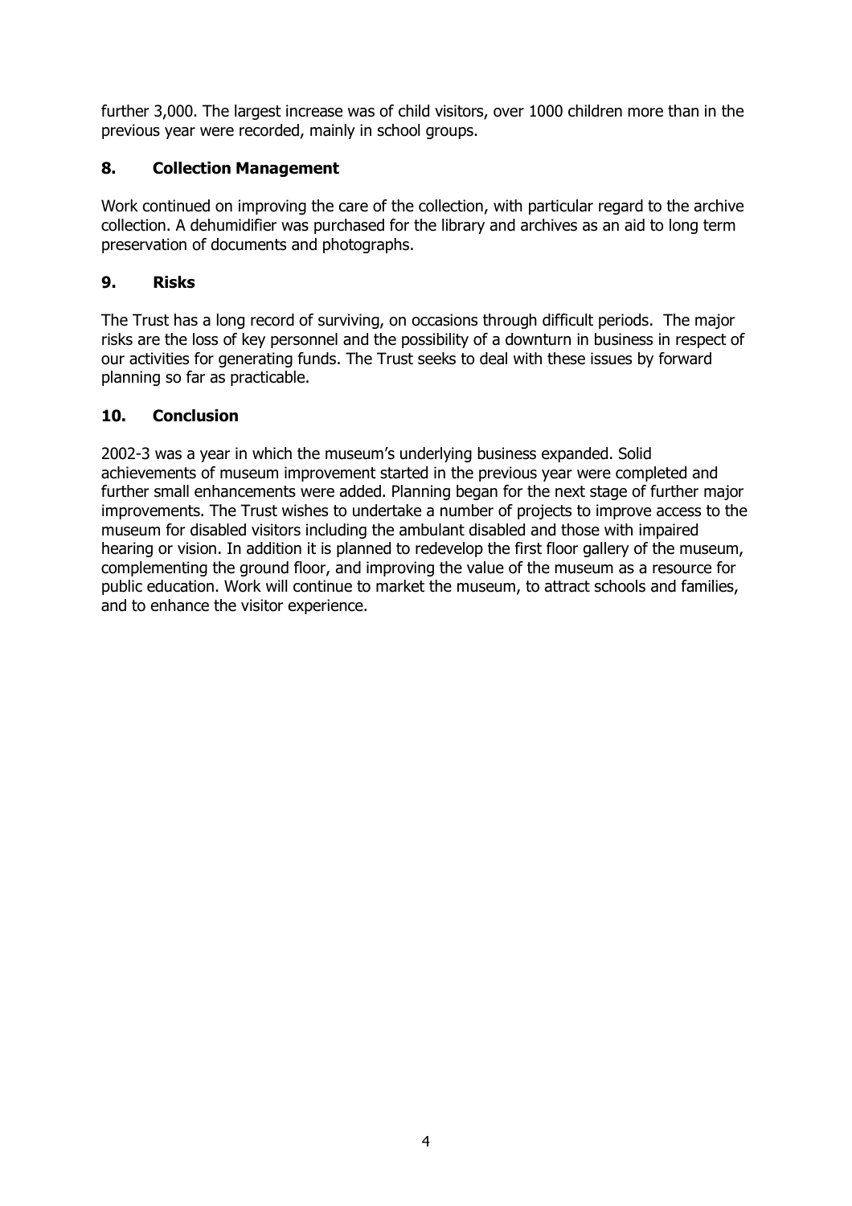further 3,000. The largest increase was of child visitors, over 1000 children more than in the previous year were recorded, mainly in school groups.

## 8. Collection Management

Work continued on improving the care of the collection, with particular regard to the archive collection. A dehumidifier was purchased for the library and archives as an aid to long term preservation of documents and photographs.

## 9. Risks

The Trust has a long record of surviving, on occasions through difficult periods. The major risks are the loss of key personnel and the possibility of a downturn in business in respect of our activities for generating funds. The Trust seeks to deal with these issues by forward planning so far as practicable.

## 10. Conclusion

2002-3 was a year in which the museum's underlying business expanded. Solid achievements of museum improvement started in the previous year were completed and further small enhancements were added. Planning began for the next stage of further major improvements. The Trust wishes to undertake a number of projects to improve access to the museum for disabled visitors including the ambulant disabled and those with impaired hearing or vision. In addition it is planned to redevelop the first floor gallery of the museum, complementing the ground floor, and improving the value of the museum as a resource for public education. Work will continue to market the museum, to attract schools and families, and to enhance the visitor experience.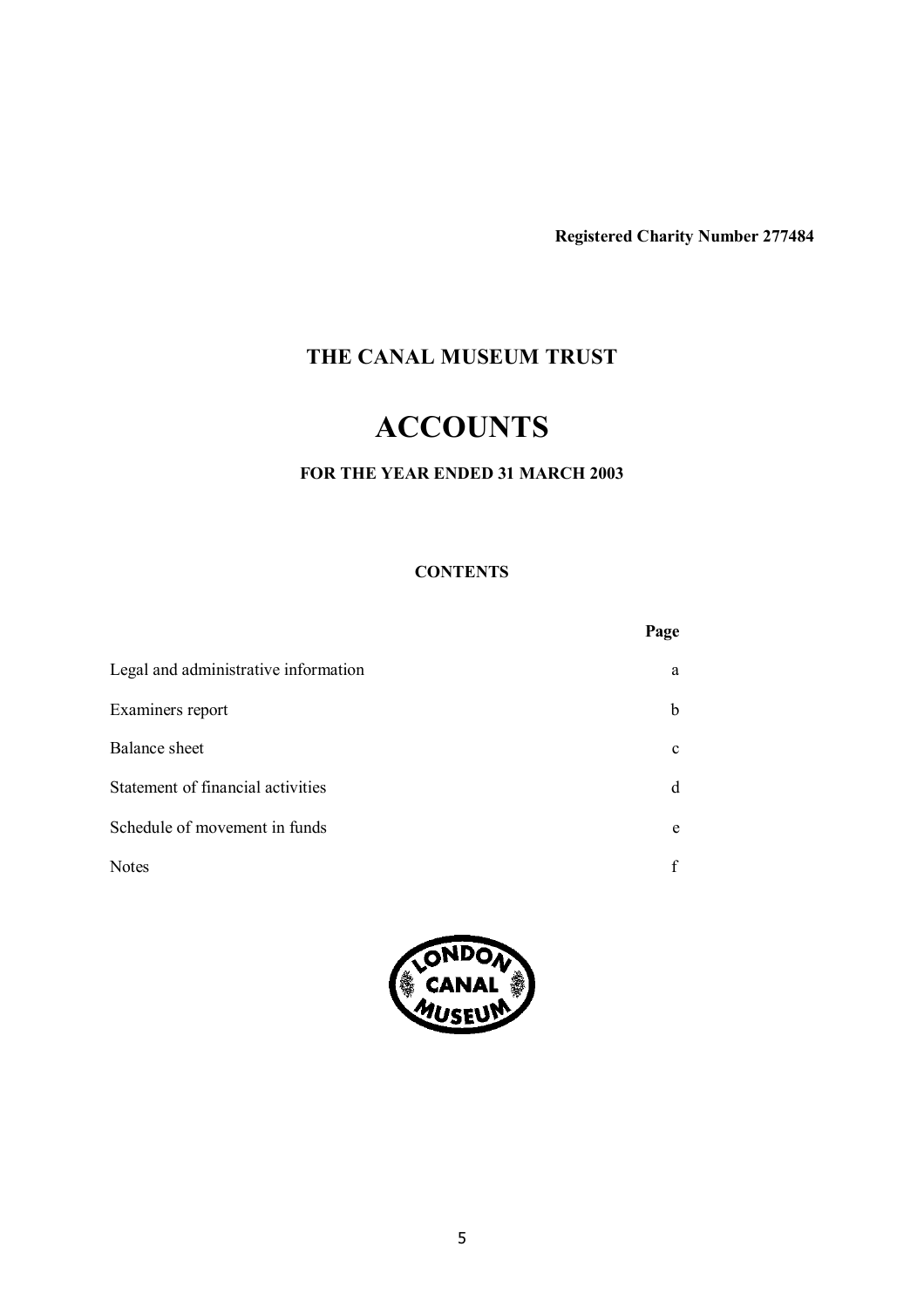**Registered Charity Number 277484**

## THE CANAL MUSEUM TRUST

# ACCOUNTS

### FOR THE YEAR ENDED 31 MARCH 2003

**CONTENTS**

| | Page |
|---|---|
| Legal and administrative information | a |
| Examiners report | b |
| Balance sheet | c |
| Statement of financial activities | d |
| Schedule of movement in funds | e |
| Notes | f |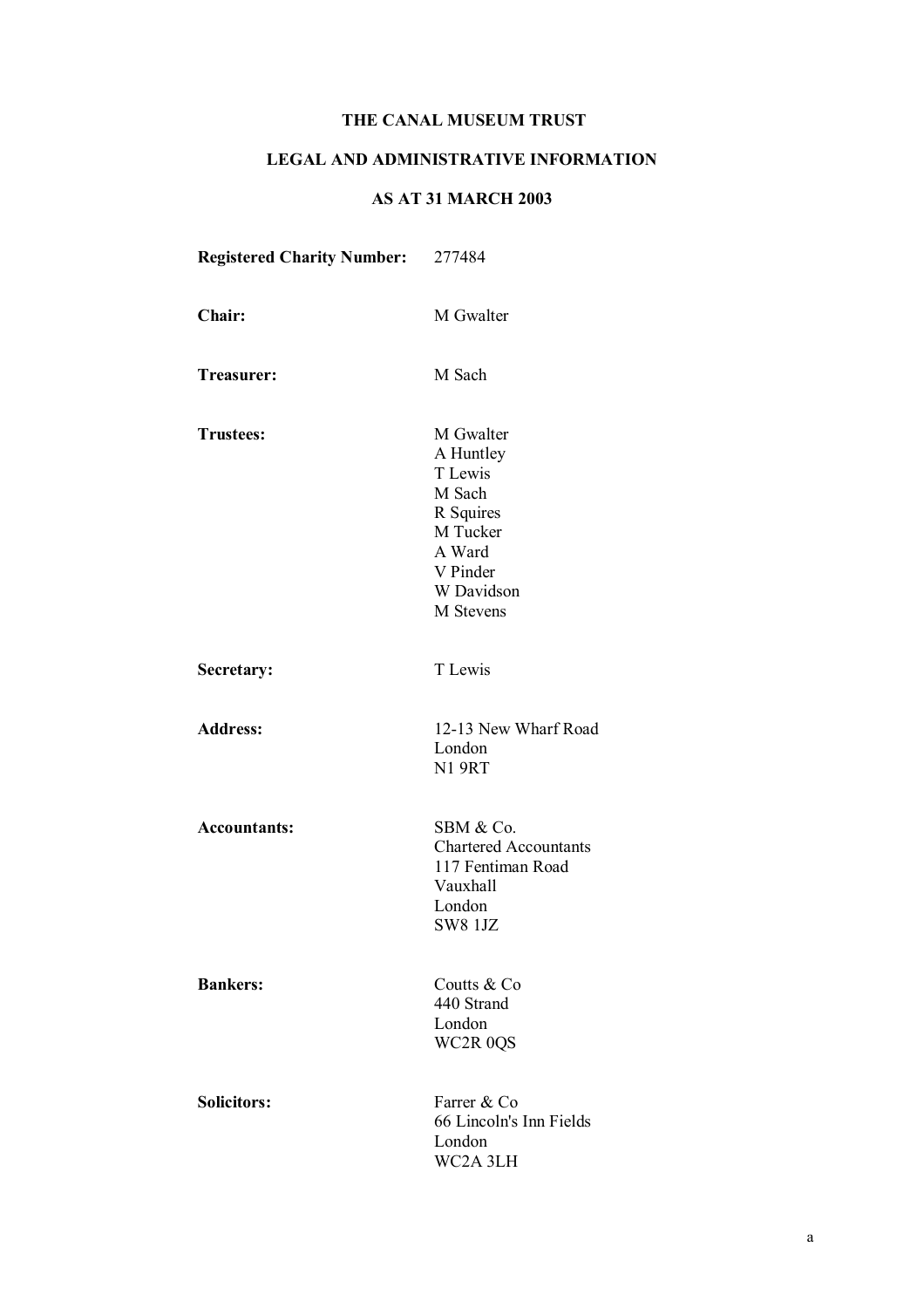# THE CANAL MUSEUM TRUST

## LEGAL AND ADMINISTRATIVE INFORMATION

## AS AT 31 MARCH 2003

| | |
|---|---|
| **Registered Charity Number:** | 277484 |
| **Chair:** | M Gwalter |
| **Treasurer:** | M Sach |
| **Trustees:** | M Gwalter<br>A Huntley<br>T Lewis<br>M Sach<br>R Squires<br>M Tucker<br>A Ward<br>V Pinder<br>W Davidson<br>M Stevens |
| **Secretary:** | T Lewis |
| **Address:** | 12-13 New Wharf Road<br>London<br>N1 9RT |
| **Accountants:** | SBM & Co.<br>Chartered Accountants<br>117 Fentiman Road<br>Vauxhall<br>London<br>SW8 1JZ |
| **Bankers:** | Coutts & Co<br>440 Strand<br>London<br>WC2R 0QS |
| **Solicitors:** | Farrer & Co<br>66 Lincoln's Inn Fields<br>London<br>WC2A 3LH |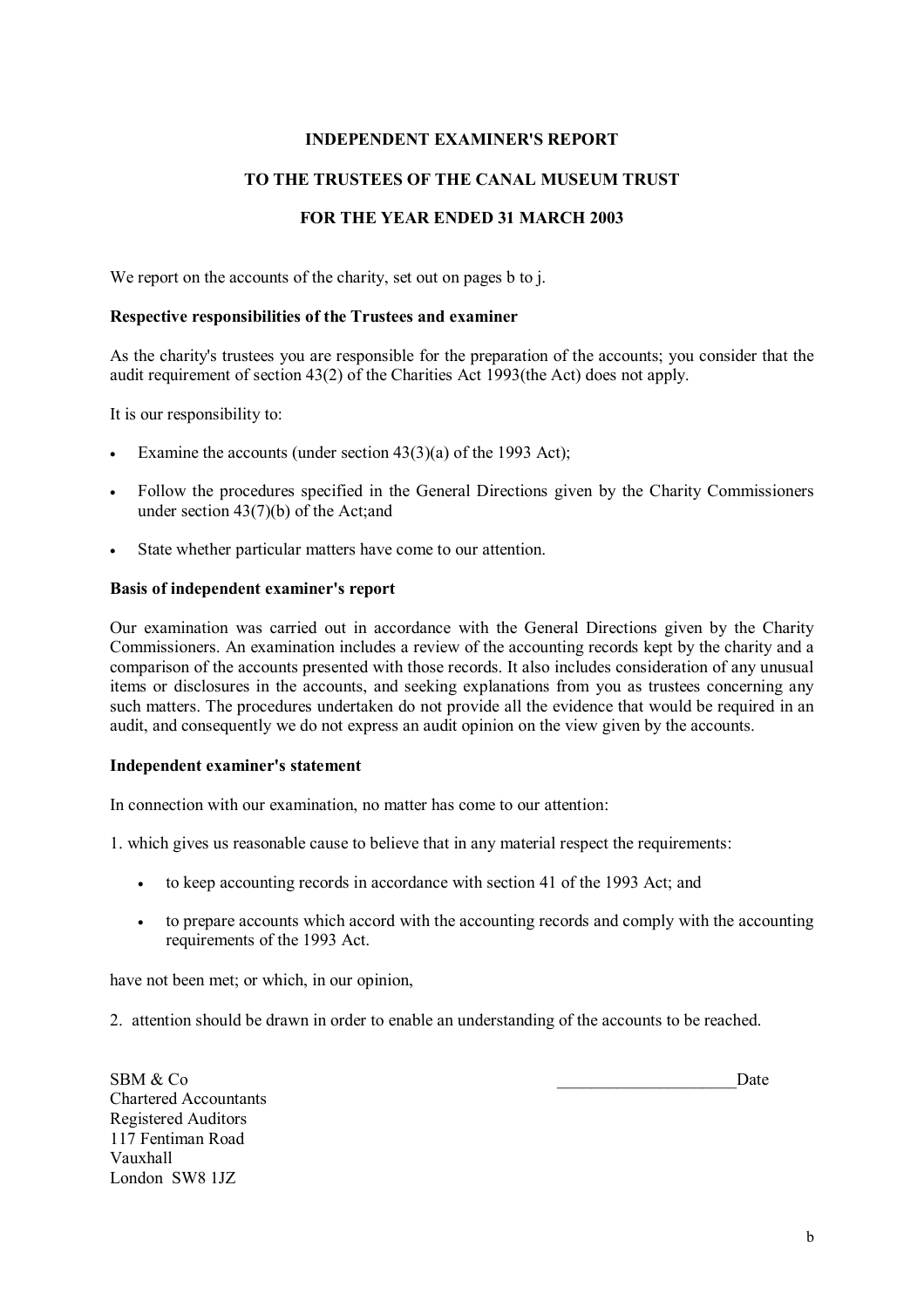# INDEPENDENT EXAMINER'S REPORT

## TO THE TRUSTEES OF THE CANAL MUSEUM TRUST

## FOR THE YEAR ENDED 31 MARCH 2003

We report on the accounts of the charity, set out on pages b to j.

**Respective responsibilities of the Trustees and examiner**

As the charity's trustees you are responsible for the preparation of the accounts; you consider that the audit requirement of section 43(2) of the Charities Act 1993(the Act) does not apply.

It is our responsibility to:

- Examine the accounts (under section 43(3)(a) of the 1993 Act);
- Follow the procedures specified in the General Directions given by the Charity Commissioners under section 43(7)(b) of the Act;and
- State whether particular matters have come to our attention.

**Basis of independent examiner's report**

Our examination was carried out in accordance with the General Directions given by the Charity Commissioners. An examination includes a review of the accounting records kept by the charity and a comparison of the accounts presented with those records. It also includes consideration of any unusual items or disclosures in the accounts, and seeking explanations from you as trustees concerning any such matters. The procedures undertaken do not provide all the evidence that would be required in an audit, and consequently we do not express an audit opinion on the view given by the accounts.

**Independent examiner's statement**

In connection with our examination, no matter has come to our attention:

1. which gives us reasonable cause to believe that in any material respect the requirements:

   - to keep accounting records in accordance with section 41 of the 1993 Act; and
   - to prepare accounts which accord with the accounting records and comply with the accounting requirements of the 1993 Act.

have not been met; or which, in our opinion,

2. attention should be drawn in order to enable an understanding of the accounts to be reached.

SBM & Co
Chartered Accountants
Registered Auditors
117 Fentiman Road
Vauxhall
London SW8 1JZ

____________________Date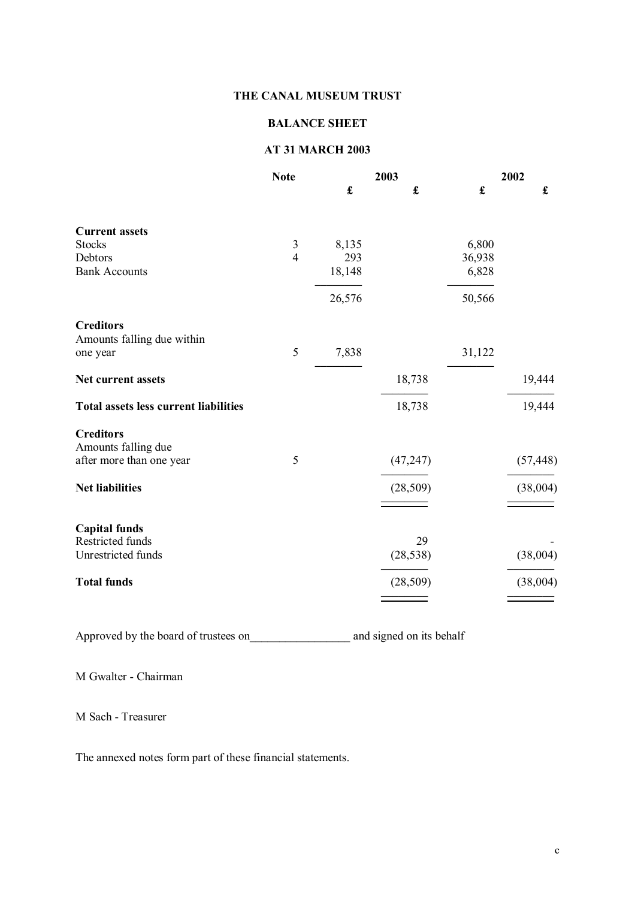# THE CANAL MUSEUM TRUST

## BALANCE SHEET

## AT 31 MARCH 2003

| | Note | 2003 | | 2002 | |
|---|---|---|---|---|---|
| | | £ | £ | £ | £ |
| **Current assets** | | | | | |
| Stocks | 3 | 8,135 | | 6,800 | |
| Debtors | 4 | 293 | | 36,938 | |
| Bank Accounts | | 18,148 | | 6,828 | |
| | | 26,576 | | 50,566 | |
| **Creditors** | | | | | |
| Amounts falling due within one year | 5 | 7,838 | | 31,122 | |
| **Net current assets** | | | 18,738 | | 19,444 |
| **Total assets less current liabilities** | | | 18,738 | | 19,444 |
| **Creditors** | | | | | |
| Amounts falling due after more than one year | 5 | | (47,247) | | (57,448) |
| **Net liabilities** | | | (28,509) | | (38,004) |
| **Capital funds** | | | | | |
| Restricted funds | | | 29 | | - |
| Unrestricted funds | | | (28,538) | | (38,004) |
| **Total funds** | | | (28,509) | | (38,004) |

Approved by the board of trustees on_________________ and signed on its behalf

M Gwalter - Chairman

M Sach - Treasurer

The annexed notes form part of these financial statements.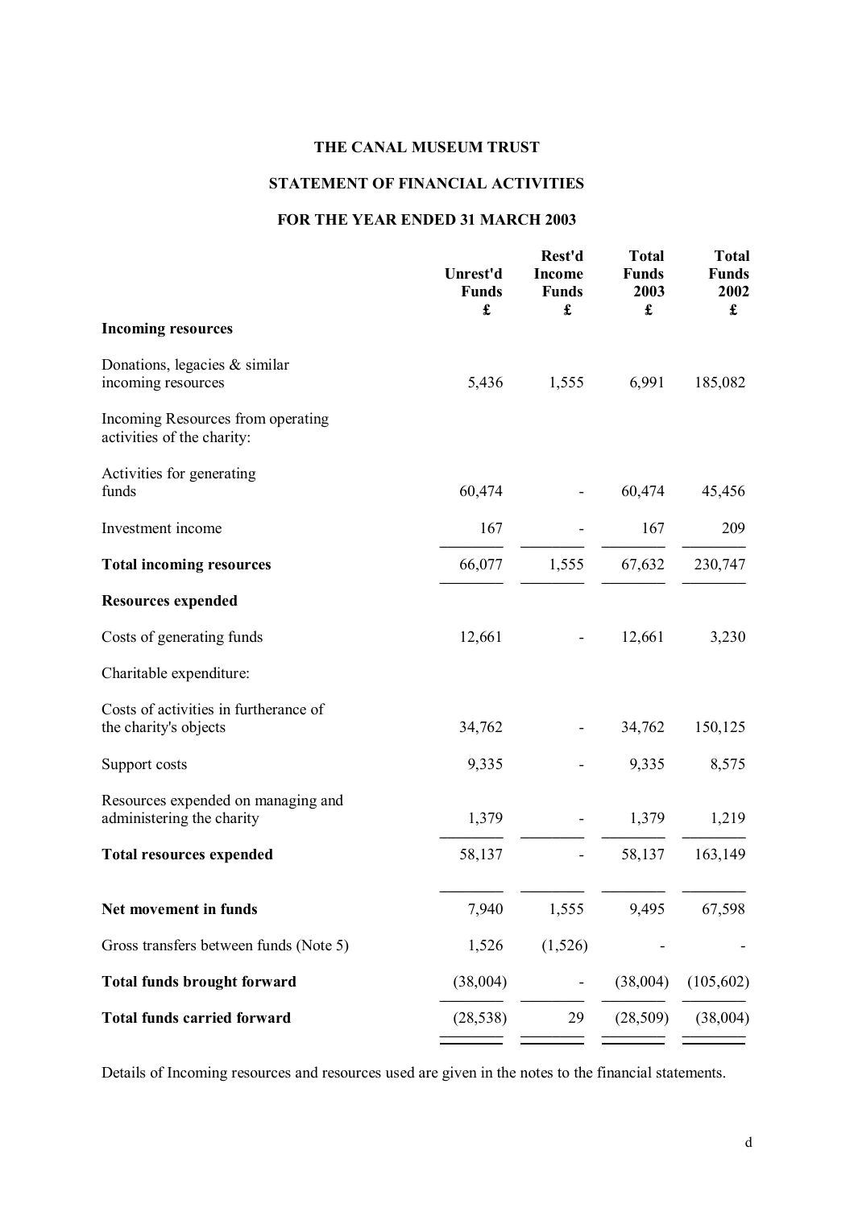# THE CANAL MUSEUM TRUST

## STATEMENT OF FINANCIAL ACTIVITIES

### FOR THE YEAR ENDED 31 MARCH 2003

| | Unrest'd Funds £ | Rest'd Income Funds £ | Total Funds 2003 £ | Total Funds 2002 £ |
|---|---|---|---|---|
| **Incoming resources** | | | | |
| Donations, legacies & similar incoming resources | 5,436 | 1,555 | 6,991 | 185,082 |
| Incoming Resources from operating activities of the charity: | | | | |
| Activities for generating funds | 60,474 | - | 60,474 | 45,456 |
| Investment income | 167 | - | 167 | 209 |
| **Total incoming resources** | 66,077 | 1,555 | 67,632 | 230,747 |
| **Resources expended** | | | | |
| Costs of generating funds | 12,661 | - | 12,661 | 3,230 |
| Charitable expenditure: | | | | |
| Costs of activities in furtherance of the charity's objects | 34,762 | - | 34,762 | 150,125 |
| Support costs | 9,335 | - | 9,335 | 8,575 |
| Resources expended on managing and administering the charity | 1,379 | - | 1,379 | 1,219 |
| **Total resources expended** | 58,137 | - | 58,137 | 163,149 |
| **Net movement in funds** | 7,940 | 1,555 | 9,495 | 67,598 |
| Gross transfers between funds (Note 5) | 1,526 | (1,526) | - | - |
| **Total funds brought forward** | (38,004) | - | (38,004) | (105,602) |
| **Total funds carried forward** | (28,538) | 29 | (28,509) | (38,004) |

Details of Incoming resources and resources used are given in the notes to the financial statements.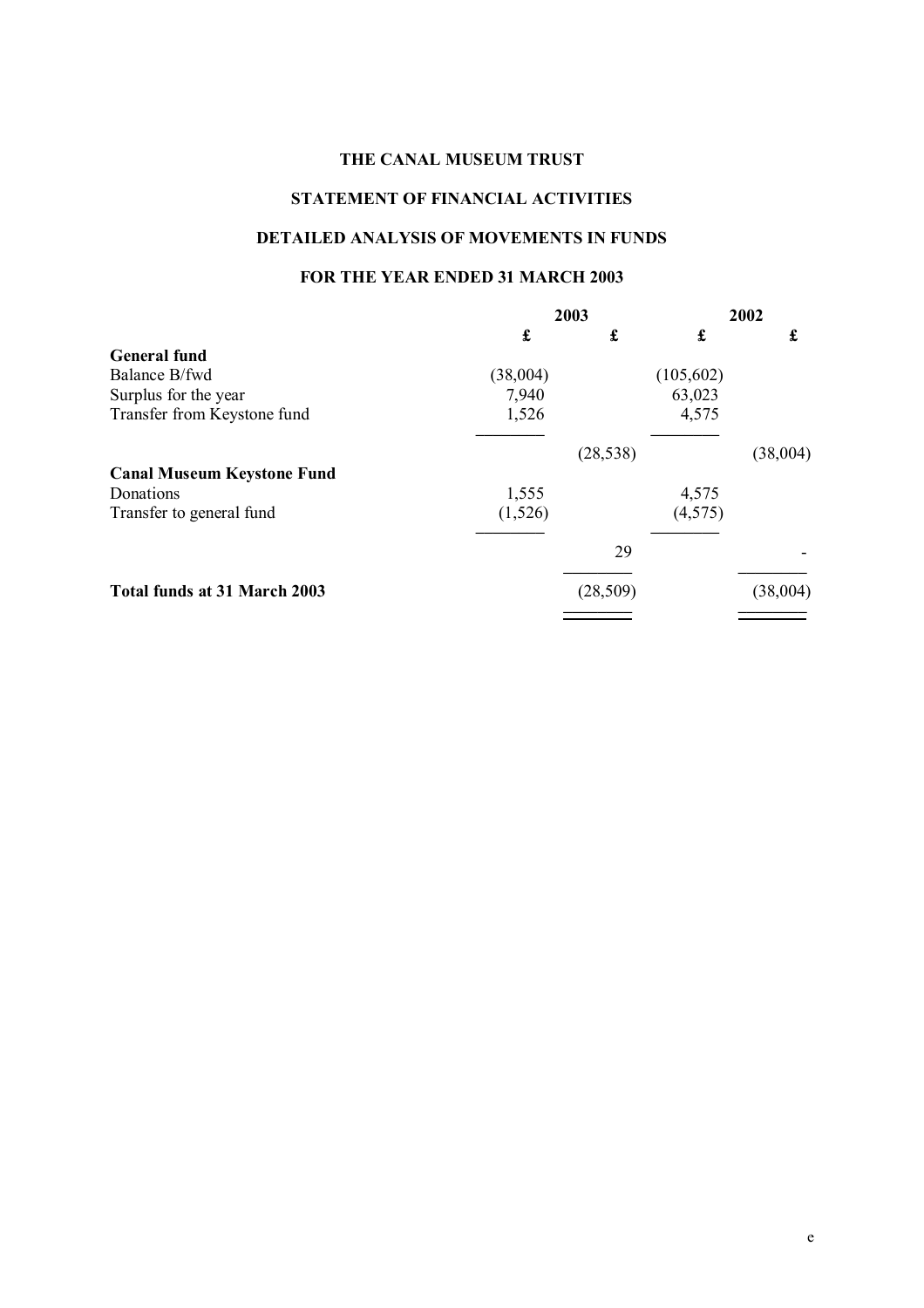# THE CANAL MUSEUM TRUST

## STATEMENT OF FINANCIAL ACTIVITIES

## DETAILED ANALYSIS OF MOVEMENTS IN FUNDS

## FOR THE YEAR ENDED 31 MARCH 2003

| | 2003 | | 2002 | |
|---|---|---|---|---|
| | £ | £ | £ | £ |
| **General fund** | | | | |
| Balance B/fwd | (38,004) | | (105,602) | |
| Surplus for the year | 7,940 | | 63,023 | |
| Transfer from Keystone fund | 1,526 | | 4,575 | |
| | | (28,538) | | (38,004) |
| **Canal Museum Keystone Fund** | | | | |
| Donations | 1,555 | | 4,575 | |
| Transfer to general fund | (1,526) | | (4,575) | |
| | | 29 | | - |
| **Total funds at 31 March 2003** | | (28,509) | | (38,004) |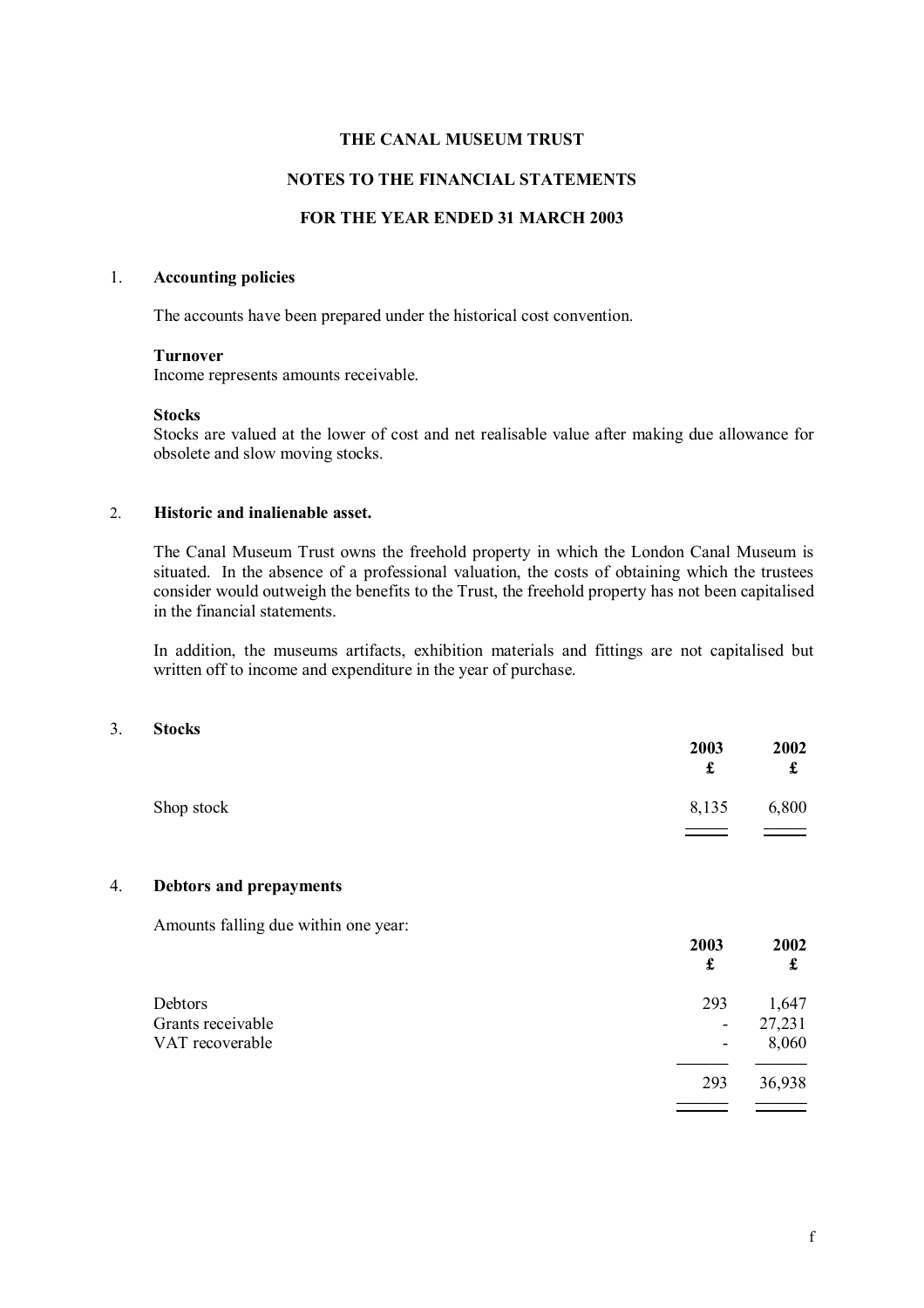**THE CANAL MUSEUM TRUST**

**NOTES TO THE FINANCIAL STATEMENTS**

**FOR THE YEAR ENDED 31 MARCH 2003**

## 1. Accounting policies

The accounts have been prepared under the historical cost convention.

**Turnover**
Income represents amounts receivable.

**Stocks**
Stocks are valued at the lower of cost and net realisable value after making due allowance for obsolete and slow moving stocks.

## 2. Historic and inalienable asset.

The Canal Museum Trust owns the freehold property in which the London Canal Museum is situated. In the absence of a professional valuation, the costs of obtaining which the trustees consider would outweigh the benefits to the Trust, the freehold property has not been capitalised in the financial statements.

In addition, the museums artifacts, exhibition materials and fittings are not capitalised but written off to income and expenditure in the year of purchase.

## 3. Stocks

| | 2003 £ | 2002 £ |
|---|---|---|
| Shop stock | 8,135 | 6,800 |

## 4. Debtors and prepayments

Amounts falling due within one year:

| | 2003 £ | 2002 £ |
|---|---|---|
| Debtors | 293 | 1,647 |
| Grants receivable | - | 27,231 |
| VAT recoverable | - | 8,060 |
| | 293 | 36,938 |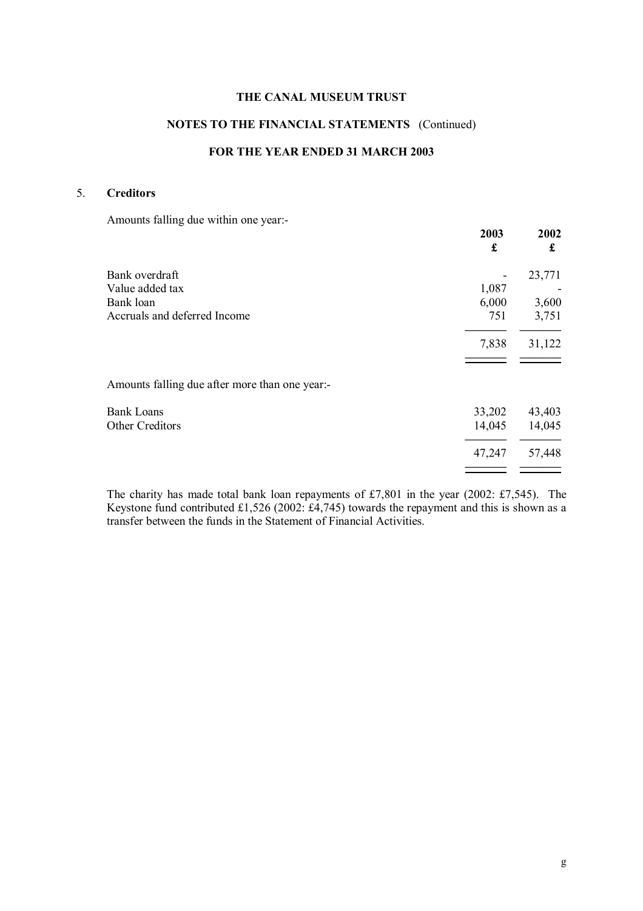# THE CANAL MUSEUM TRUST

## NOTES TO THE FINANCIAL STATEMENTS (Continued)

## FOR THE YEAR ENDED 31 MARCH 2003

### 5. Creditors

Amounts falling due within one year:-

| | 2003 £ | 2002 £ |
|---|---|---|
| Bank overdraft | - | 23,771 |
| Value added tax | 1,087 | - |
| Bank loan | 6,000 | 3,600 |
| Accruals and deferred Income | 751 | 3,751 |
| | 7,838 | 31,122 |

Amounts falling due after more than one year:-

| | 2003 £ | 2002 £ |
|---|---|---|
| Bank Loans | 33,202 | 43,403 |
| Other Creditors | 14,045 | 14,045 |
| | 47,247 | 57,448 |

The charity has made total bank loan repayments of £7,801 in the year (2002: £7,545). The Keystone fund contributed £1,526 (2002: £4,745) towards the repayment and this is shown as a transfer between the funds in the Statement of Financial Activities.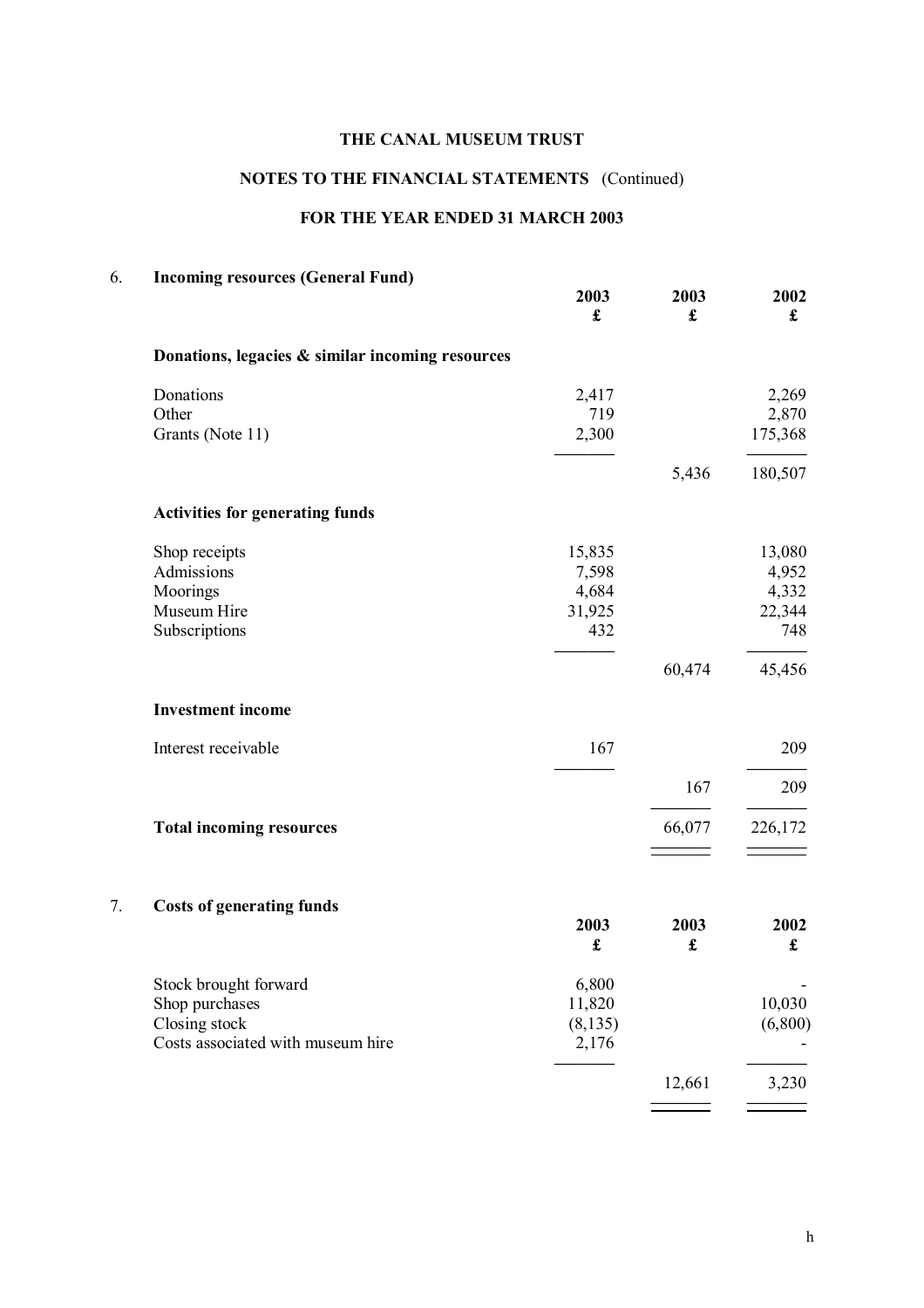# THE CANAL MUSEUM TRUST

## NOTES TO THE FINANCIAL STATEMENTS (Continued)

## FOR THE YEAR ENDED 31 MARCH 2003

### 6. Incoming resources (General Fund)

| | 2003 £ | 2003 £ | 2002 £ |
|---|---|---|---|
| **Donations, legacies & similar incoming resources** | | | |
| Donations | 2,417 | | 2,269 |
| Other | 719 | | 2,870 |
| Grants (Note 11) | 2,300 | | 175,368 |
| | | 5,436 | 180,507 |
| **Activities for generating funds** | | | |
| Shop receipts | 15,835 | | 13,080 |
| Admissions | 7,598 | | 4,952 |
| Moorings | 4,684 | | 4,332 |
| Museum Hire | 31,925 | | 22,344 |
| Subscriptions | 432 | | 748 |
| | | 60,474 | 45,456 |
| **Investment income** | | | |
| Interest receivable | 167 | | 209 |
| | | 167 | 209 |
| **Total incoming resources** | | 66,077 | 226,172 |

### 7. Costs of generating funds

| | 2003 £ | 2003 £ | 2002 £ |
|---|---|---|---|
| Stock brought forward | 6,800 | | - |
| Shop purchases | 11,820 | | 10,030 |
| Closing stock | (8,135) | | (6,800) |
| Costs associated with museum hire | 2,176 | | - |
| | | 12,661 | 3,230 |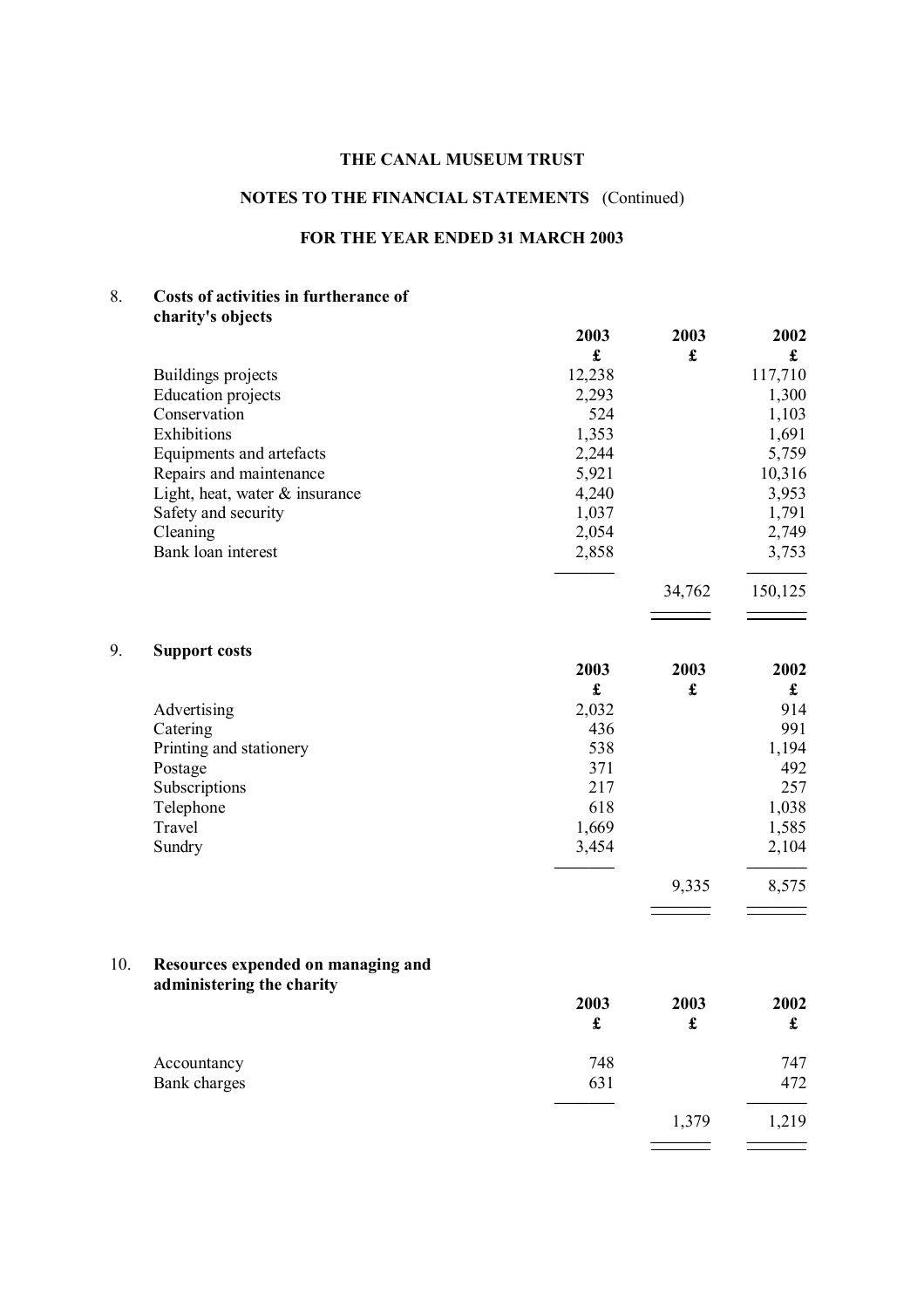# THE CANAL MUSEUM TRUST

## NOTES TO THE FINANCIAL STATEMENTS (Continued)

## FOR THE YEAR ENDED 31 MARCH 2003

### 8. Costs of activities in furtherance of charity's objects

| | 2003 | 2003 | 2002 |
|---|---|---|---|
| | £ | £ | £ |
| Buildings projects | 12,238 | | 117,710 |
| Education projects | 2,293 | | 1,300 |
| Conservation | 524 | | 1,103 |
| Exhibitions | 1,353 | | 1,691 |
| Equipments and artefacts | 2,244 | | 5,759 |
| Repairs and maintenance | 5,921 | | 10,316 |
| Light, heat, water & insurance | 4,240 | | 3,953 |
| Safety and security | 1,037 | | 1,791 |
| Cleaning | 2,054 | | 2,749 |
| Bank loan interest | 2,858 | | 3,753 |
| | | 34,762 | 150,125 |

### 9. Support costs

| | 2003 | 2003 | 2002 |
|---|---|---|---|
| | £ | £ | £ |
| Advertising | 2,032 | | 914 |
| Catering | 436 | | 991 |
| Printing and stationery | 538 | | 1,194 |
| Postage | 371 | | 492 |
| Subscriptions | 217 | | 257 |
| Telephone | 618 | | 1,038 |
| Travel | 1,669 | | 1,585 |
| Sundry | 3,454 | | 2,104 |
| | | 9,335 | 8,575 |

### 10. Resources expended on managing and administering the charity

| | 2003 | 2003 | 2002 |
|---|---|---|---|
| | £ | £ | £ |
| Accountancy | 748 | | 747 |
| Bank charges | 631 | | 472 |
| | | 1,379 | 1,219 |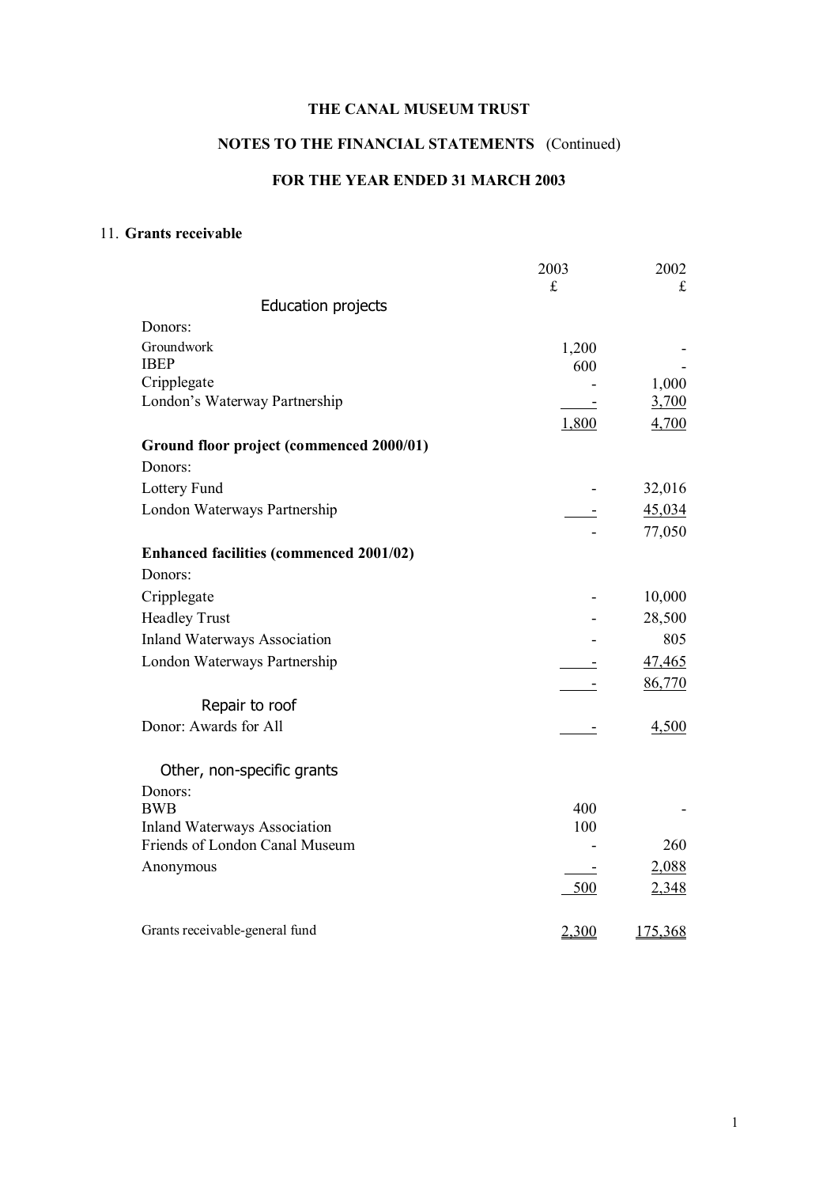**THE CANAL MUSEUM TRUST**

**NOTES TO THE FINANCIAL STATEMENTS** (Continued)

**FOR THE YEAR ENDED 31 MARCH 2003**

11. **Grants receivable**

| | 2003 | 2002 |
|---|---|---|
| | £ | £ |
| Education projects | | |
| Donors: | | |
| Groundwork | 1,200 | - |
| IBEP | 600 | - |
| Cripplegate | - | 1,000 |
| London's Waterway Partnership | - | 3,700 |
| | 1,800 | 4,700 |
| **Ground floor project (commenced 2000/01)** | | |
| Donors: | | |
| Lottery Fund | - | 32,016 |
| London Waterways Partnership | - | 45,034 |
| | - | 77,050 |
| **Enhanced facilities (commenced 2001/02)** | | |
| Donors: | | |
| Cripplegate | - | 10,000 |
| Headley Trust | - | 28,500 |
| Inland Waterways Association | - | 805 |
| London Waterways Partnership | - | 47,465 |
| | - | 86,770 |
| Repair to roof | | |
| Donor: Awards for All | - | 4,500 |
| Other, non-specific grants | | |
| Donors: | | |
| BWB | 400 | - |
| Inland Waterways Association | 100 | |
| Friends of London Canal Museum | - | 260 |
| Anonymous | - | 2,088 |
| | 500 | 2,348 |
| Grants receivable-general fund | 2,300 | 175,368 |